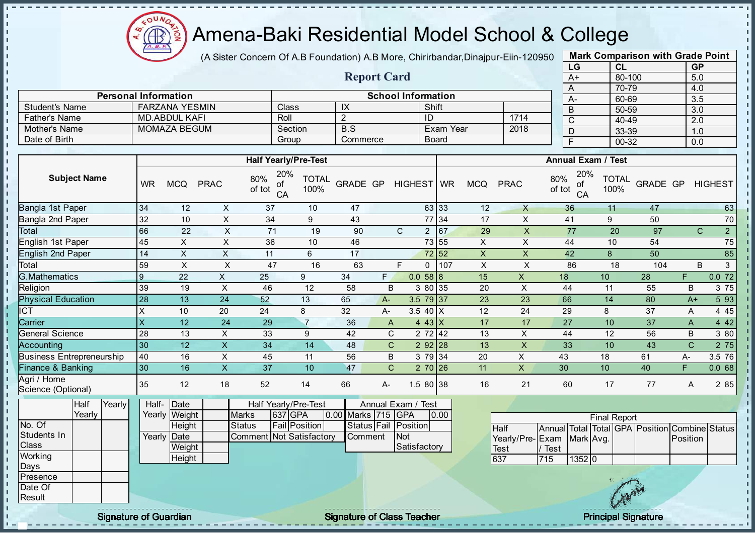# Amena-Baki Residential Model School & College

(A Sister Concern Of A.B Foundation) A.B More, Chirirbandar,Dinajpur-Eiin-120950

## Report Card

| Mark Comparison with Grade Point | | |
|---|---|---|
| LG | CL | GP |
| A+ | 80-100 | 5.0 |
| A | 70-79 | 4.0 |
| A- | 60-69 | 3.5 |
| B | 50-59 | 3.0 |
| C | 40-49 | 2.0 |
| D | 33-39 | 1.0 |
| F | 00-32 | 0.0 |

| Personal Information | | School Information | | | |
|---|---|---|---|---|---|
| Student's Name | FARZANA YESMIN | Class | IX | Shift | |
| Father's Name | MD.ABDUL KAFI | Roll | 2 | ID | 1714 |
| Mother's Name | MOMAZA BEGUM | Section | B.S | Exam Year | 2018 |
| Date of Birth | | Group | Commerce | Board | |

| Subject Name | Half Yearly/Pre-Test | | | | | | | | | Annual Exam / Test | | | | | | | | |
|---|---|---|---|---|---|---|---|---|---|---|---|---|---|---|---|---|---|---|
| | WR | MCQ | PRAC | 80% of tot | 20% of CA | TOTAL 100% | GRADE | GP | HIGHEST | WR | MCQ | PRAC | 80% of tot | 20% of CA | TOTAL 100% | GRADE | GP | HIGHEST |
| Bangla 1st Paper | 34 | 12 | X | 37 | 10 | 47 | | | 63 | 33 | 12 | X | 36 | 11 | 47 | | | 63 |
| Bangla 2nd Paper | 32 | 10 | X | 34 | 9 | 43 | | | 77 | 34 | 17 | X | 41 | 9 | 50 | | | 70 |
| Total | 66 | 22 | X | 71 | 19 | 90 | C | 2 | | 67 | 29 | X | 77 | 20 | 97 | C | 2 | |
| English 1st Paper | 45 | X | X | 36 | 10 | 46 | | | 73 | 55 | X | X | 44 | 10 | 54 | | | 75 |
| English 2nd Paper | 14 | X | X | 11 | 6 | 17 | | | 72 | 52 | X | X | 42 | 8 | 50 | | | 85 |
| Total | 59 | X | X | 47 | 16 | 63 | F | 0 | | 107 | X | X | 86 | 18 | 104 | B | 3 | |
| G.Mathematics | 9 | 22 | X | 25 | 9 | 34 | F | 0.0 | 58 | 8 | 15 | X | 18 | 10 | 28 | F | 0.0 | 72 |
| Religion | 39 | 19 | X | 46 | 12 | 58 | B | 3 | 80 | 35 | 20 | X | 44 | 11 | 55 | B | 3 | 75 |
| Physical Education | 28 | 13 | 24 | 52 | 13 | 65 | A- | 3.5 | 79 | 37 | 23 | 23 | 66 | 14 | 80 | A+ | 5 | 93 |
| ICT | X | 10 | 20 | 24 | 8 | 32 | A- | 3.5 | 40 | X | 12 | 24 | 29 | 8 | 37 | A | 4 | 45 |
| Carrier | X | 12 | 24 | 29 | 7 | 36 | A | 4 | 43 | X | 17 | 17 | 27 | 10 | 37 | A | 4 | 42 |
| General Science | 28 | 13 | X | 33 | 9 | 42 | C | 2 | 72 | 42 | 13 | X | 44 | 12 | 56 | B | 3 | 80 |
| Accounting | 30 | 12 | X | 34 | 14 | 48 | C | 2 | 92 | 28 | 13 | X | 33 | 10 | 43 | C | 2 | 75 |
| Business Entrepreneurship | 40 | 16 | X | 45 | 11 | 56 | B | 3 | 79 | 34 | 20 | X | 43 | 18 | 61 | A- | 3.5 | 76 |
| Finance & Banking | 30 | 16 | X | 37 | 10 | 47 | C | 2 | 70 | 26 | 11 | X | 30 | 10 | 40 | F | 0.0 | 68 |
| Agri / Home Science (Optional) | 35 | 12 | 18 | 52 | 14 | 66 | A- | 1.5 | 80 | 38 | 16 | 21 | 60 | 17 | 77 | A | 2 | 85 |

| | Half Yearly | Yearly |
|---|---|---|
| No. Of Students In Class | | |
| Working Days | | |
| Presence | | |
| Date Of Result | | |

| | | |
|---|---|---|
| Half-Yearly | Date | |
| | Weight | |
| | Height | |
| Yearly | Date | |
| | Weight | |
| | Height | |

| Half Yearly/Pre-Test | | | | Annual Exam / Test | | | |
|---|---|---|---|---|---|---|---|
| Marks | 637 | GPA | 0.00 | Marks | 715 | GPA | 0.00 |
| Status | Fail | Position | | Status | Fail | Position | |
| Comment | Not Satisfactory | | | Comment | Not Satisfactory | | |

| Final Report | | | | | | | |
|---|---|---|---|---|---|---|---|
| Half Yearly/Pre-Test | Annual Exam / Test | Total Mark | Total Avg. | GPA | Position | Combine Position | Status |
| 637 | 715 | 1352 | 0 | | | | |

Signature of Guardian | Signature of Class Teacher | Principal Signature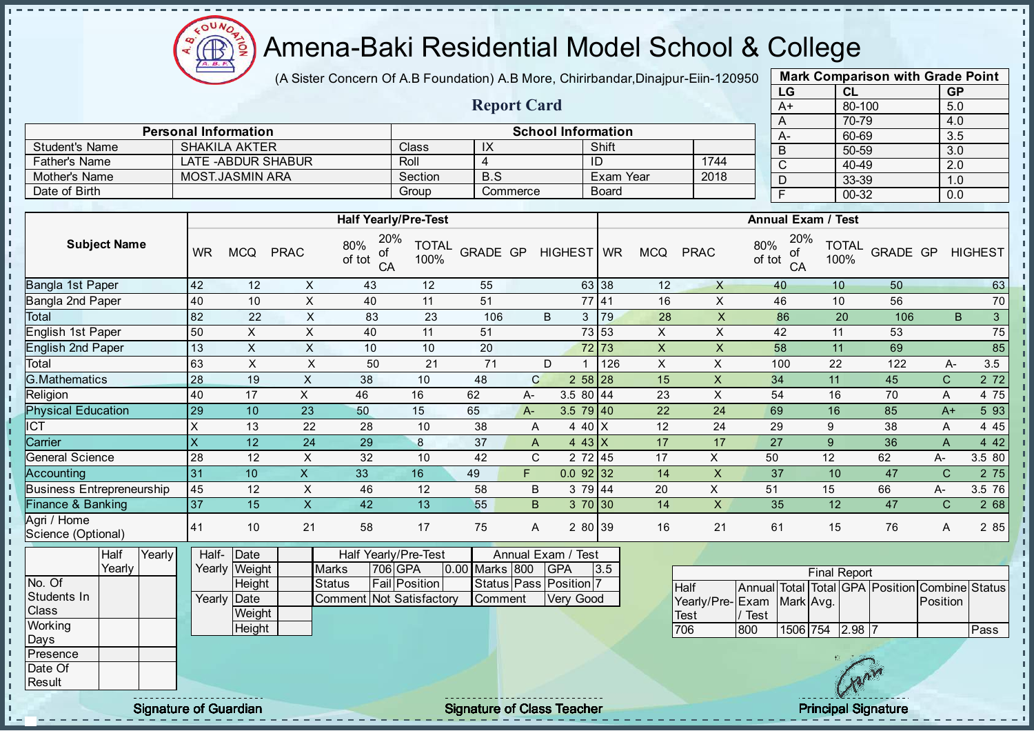# Amena-Baki Residential Model School & College

(A Sister Concern Of A.B Foundation) A.B More, Chirirbandar,Dinajpur-Eiin-120950

## Report Card

| Mark Comparison with Grade Point | | |
|---|---|---|
| LG | CL | GP |
| A+ | 80-100 | 5.0 |
| A | 70-79 | 4.0 |
| A- | 60-69 | 3.5 |
| B | 50-59 | 3.0 |
| C | 40-49 | 2.0 |
| D | 33-39 | 1.0 |
| F | 00-32 | 0.0 |

| Personal Information | | School Information | | | |
|---|---|---|---|---|---|
| Student's Name | SHAKILA AKTER | Class | IX | Shift | |
| Father's Name | LATE -ABDUR SHABUR | Roll | 4 | ID | 1744 |
| Mother's Name | MOST.JASMIN ARA | Section | B.S | Exam Year | 2018 |
| Date of Birth | | Group | Commerce | Board | |

| Subject Name | Half Yearly/Pre-Test | | | | | | | | | Annual Exam / Test | | | | | | | | |
|---|---|---|---|---|---|---|---|---|---|---|---|---|---|---|---|---|---|---|
| | WR | MCQ | PRAC | 80% of tot | 20% of CA | TOTAL 100% | GRADE | GP | HIGHEST | WR | MCQ | PRAC | 80% of tot | 20% of CA | TOTAL 100% | GRADE | GP | HIGHEST |
| Bangla 1st Paper | 42 | 12 | X | 43 | 12 | 55 | | | 63 | 38 | 12 | X | 40 | 10 | 50 | | | 63 |
| Bangla 2nd Paper | 40 | 10 | X | 40 | 11 | 51 | | | 77 | 41 | 16 | X | 46 | 10 | 56 | | | 70 |
| Total | 82 | 22 | X | 83 | 23 | 106 | B | 3 | | 79 | 28 | X | 86 | 20 | 106 | B | 3 | |
| English 1st Paper | 50 | X | X | 40 | 11 | 51 | | | 73 | 53 | X | X | 42 | 11 | 53 | | | 75 |
| English 2nd Paper | 13 | X | X | 10 | 10 | 20 | | | 72 | 73 | X | X | 58 | 11 | 69 | | | 85 |
| Total | 63 | X | X | 50 | 21 | 71 | D | 1 | | 126 | X | X | 100 | 22 | 122 | A- | 3.5 | |
| G.Mathematics | 28 | 19 | X | 38 | 10 | 48 | C | 2 | 58 | 28 | 15 | X | 34 | 11 | 45 | C | 2 | 72 |
| Religion | 40 | 17 | X | 46 | 16 | 62 | A- | 3.5 | 80 | 44 | 23 | X | 54 | 16 | 70 | A | 4 | 75 |
| Physical Education | 29 | 10 | 23 | 50 | 15 | 65 | A- | 3.5 | 79 | 40 | 22 | 24 | 69 | 16 | 85 | A+ | 5 | 93 |
| ICT | X | 13 | 22 | 28 | 10 | 38 | A | 4 | 40 | X | 12 | 24 | 29 | 9 | 38 | A | 4 | 45 |
| Carrier | X | 12 | 24 | 29 | 8 | 37 | A | 4 | 43 | X | 17 | 17 | 27 | 9 | 36 | A | 4 | 42 |
| General Science | 28 | 12 | X | 32 | 10 | 42 | C | 2 | 72 | 45 | 17 | X | 50 | 12 | 62 | A- | 3.5 | 80 |
| Accounting | 31 | 10 | X | 33 | 16 | 49 | F | 0.0 | 92 | 32 | 14 | X | 37 | 10 | 47 | C | 2 | 75 |
| Business Entrepreneurship | 45 | 12 | X | 46 | 12 | 58 | B | 3 | 79 | 44 | 20 | X | 51 | 15 | 66 | A- | 3.5 | 76 |
| Finance & Banking | 37 | 15 | X | 42 | 13 | 55 | B | 3 | 70 | 30 | 14 | X | 35 | 12 | 47 | C | 2 | 68 |
| Agri / Home Science (Optional) | 41 | 10 | 21 | 58 | 17 | 75 | A | 2 | 80 | 39 | 16 | 21 | 61 | 15 | 76 | A | 2 | 85 |

| | Half Yearly | Yearly |
|---|---|---|
| No. Of Students In Class | | |
| Working Days | | |
| Presence | | |
| Date Of Result | | |

| | | |
|---|---|---|
| Half-Yearly | Date | |
| | Weight | |
| | Height | |
| Yearly | Date | |
| | Weight | |
| | Height | |

| Half Yearly/Pre-Test | | | | Annual Exam / Test | | | |
|---|---|---|---|---|---|---|---|
| Marks | 706 | GPA | 0.00 | Marks | 800 | GPA | 3.5 |
| Status | Fail | Position | | Status | Pass | Position | 7 |
| Comment | Not Satisfactory | | | Comment | Very Good | | |

| Final Report | | | | | | | |
|---|---|---|---|---|---|---|---|
| Half Yearly/Pre-Test | Annual Exam / Test | Total Mark | Total Avg. | GPA | Position | Combine Position | Status |
| 706 | 800 | 1506 | 754 | 2.98 | 7 | | Pass |

Signature of Guardian

Signature of Class Teacher

Principal Signature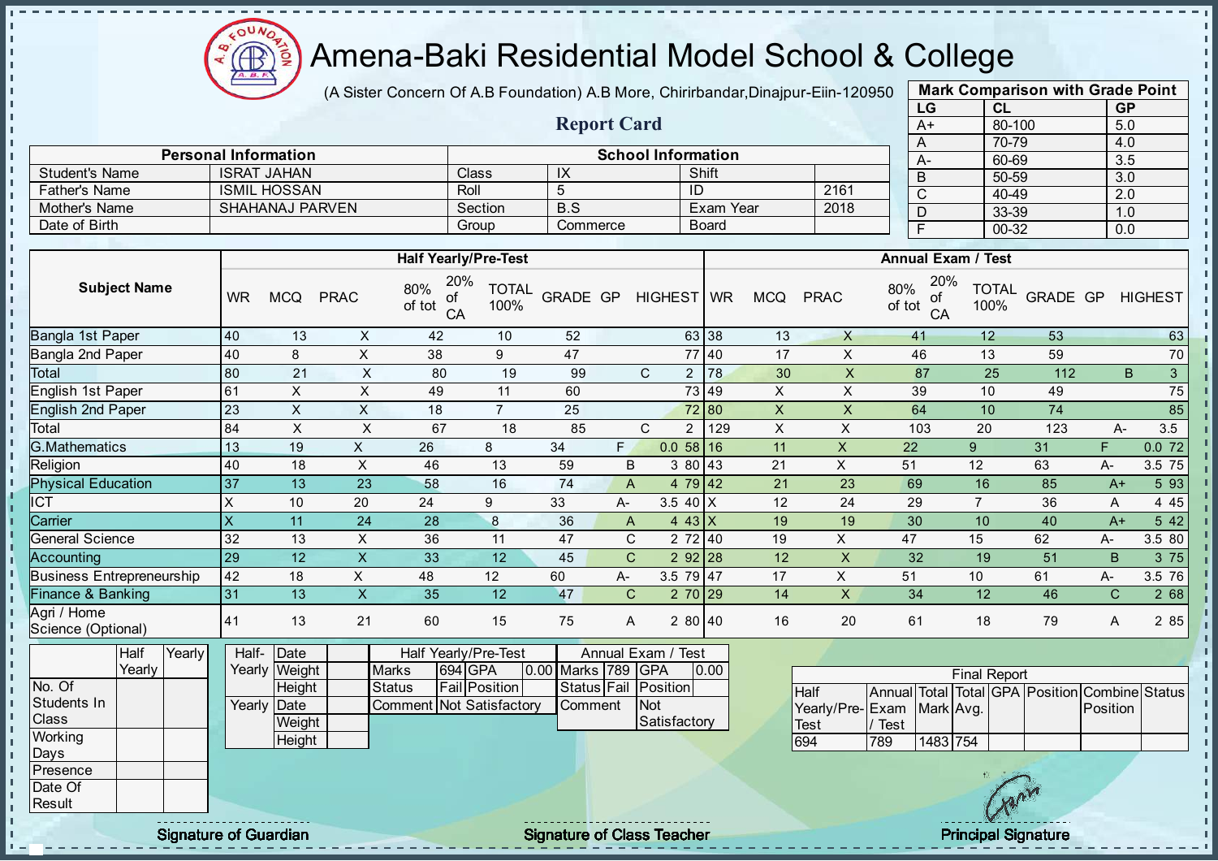# Amena-Baki Residential Model School & College

(A Sister Concern Of A.B Foundation) A.B More, Chirirbandar,Dinajpur-Eiin-120950

## Report Card

| Mark Comparison with Grade Point | | |
|---|---|---|
| LG | CL | GP |
| A+ | 80-100 | 5.0 |
| A | 70-79 | 4.0 |
| A- | 60-69 | 3.5 |
| B | 50-59 | 3.0 |
| C | 40-49 | 2.0 |
| D | 33-39 | 1.0 |
| F | 00-32 | 0.0 |

| Personal Information | | School Information | | | |
|---|---|---|---|---|---|
| Student's Name | ISRAT JAHAN | Class | IX | Shift | |
| Father's Name | ISMIL HOSSAN | Roll | 5 | ID | 2161 |
| Mother's Name | SHAHANAJ PARVEN | Section | B.S | Exam Year | 2018 |
| Date of Birth | | Group | Commerce | Board | |

| Subject Name | Half Yearly/Pre-Test | | | | | | | | | | Annual Exam / Test | | | | | | | | | |
|---|---|---|---|---|---|---|---|---|---|---|---|---|---|---|---|---|---|---|---|---|
| | WR | MCQ | PRAC | 80% of tot | 20% of CA | TOTAL 100% | GRADE | GP | HIGHEST | | WR | MCQ | PRAC | 80% of tot | 20% of CA | TOTAL 100% | GRADE | GP | HIGHEST | |
| Bangla 1st Paper | 40 | 13 | X | 42 | 10 | 52 | | | 63 | | 38 | 13 | X | 41 | 12 | 53 | | | 63 | |
| Bangla 2nd Paper | 40 | 8 | X | 38 | 9 | 47 | | | 77 | | 40 | 17 | X | 46 | 13 | 59 | | | 70 | |
| Total | 80 | 21 | X | 80 | 19 | 99 | C | 2 | | | 78 | 30 | X | 87 | 25 | 112 | B | 3 | | |
| English 1st Paper | 61 | X | X | 49 | 11 | 60 | | | 73 | | 49 | X | X | 39 | 10 | 49 | | | 75 | |
| English 2nd Paper | 23 | X | X | 18 | 7 | 25 | | | 72 | | 80 | X | X | 64 | 10 | 74 | | | 85 | |
| Total | 84 | X | X | 67 | 18 | 85 | C | 2 | | | 129 | X | X | 103 | 20 | 123 | A- | 3.5 | | |
| G.Mathematics | 13 | 19 | X | 26 | 8 | 34 | F | 0.0 | 58 | | 16 | 11 | X | 22 | 9 | 31 | F | 0.0 | 72 | |
| Religion | 40 | 18 | X | 46 | 13 | 59 | B | 3 | 80 | | 43 | 21 | X | 51 | 12 | 63 | A- | 3.5 | 75 | |
| Physical Education | 37 | 13 | 23 | 58 | 16 | 74 | A | 4 | 79 | | 42 | 21 | 23 | 69 | 16 | 85 | A+ | 5 | 93 | |
| ICT | X | 10 | 20 | 24 | 9 | 33 | A- | 3.5 | 40 | | X | 12 | 24 | 29 | 7 | 36 | A | 4 | 45 | |
| Carrier | X | 11 | 24 | 28 | 8 | 36 | A | 4 | 43 | | X | 19 | 19 | 30 | 10 | 40 | A+ | 5 | 42 | |
| General Science | 32 | 13 | X | 36 | 11 | 47 | C | 2 | 72 | | 40 | 19 | X | 47 | 15 | 62 | A- | 3.5 | 80 | |
| Accounting | 29 | 12 | X | 33 | 12 | 45 | C | 2 | 92 | | 28 | 12 | X | 32 | 19 | 51 | B | 3 | 75 | |
| Business Entrepreneurship | 42 | 18 | X | 48 | 12 | 60 | A- | 3.5 | 79 | | 47 | 17 | X | 51 | 10 | 61 | A- | 3.5 | 76 | |
| Finance & Banking | 31 | 13 | X | 35 | 12 | 47 | C | 2 | 70 | | 29 | 14 | X | 34 | 12 | 46 | C | 2 | 68 | |
| Agri / Home Science (Optional) | 41 | 13 | 21 | 60 | 15 | 75 | A | 2 | 80 | | 40 | 16 | 20 | 61 | 18 | 79 | A | 2 | 85 | |

| | Half Yearly | Yearly |
|---|---|---|
| No. Of Students In Class | | |
| Working Days | | |
| Presence | | |
| Date Of Result | | |

| Half-Yearly | Date | |
|---|---|---|
| | Weight | |
| | Height | |
| Yearly | Date | |
| | Weight | |
| | Height | |

| Half Yearly/Pre-Test | | | | Annual Exam / Test | | | |
|---|---|---|---|---|---|---|---|
| Marks | 694 | GPA | 0.00 | Marks | 789 | GPA | 0.00 |
| Status | Fail | Position | | Status | Fail | Position | |
| Comment | Not Satisfactory | | | Comment | Not Satisfactory | | |

| Final Report | | | | | | | |
|---|---|---|---|---|---|---|---|
| Half Yearly/Pre-Test | Annual Exam / Test | Total Mark | Total Avg. | GPA | Position | Combine Position | Status |
| 694 | 789 | 1483 | 754 | | | | |

Signature of Guardian

Signature of Class Teacher

Principal Signature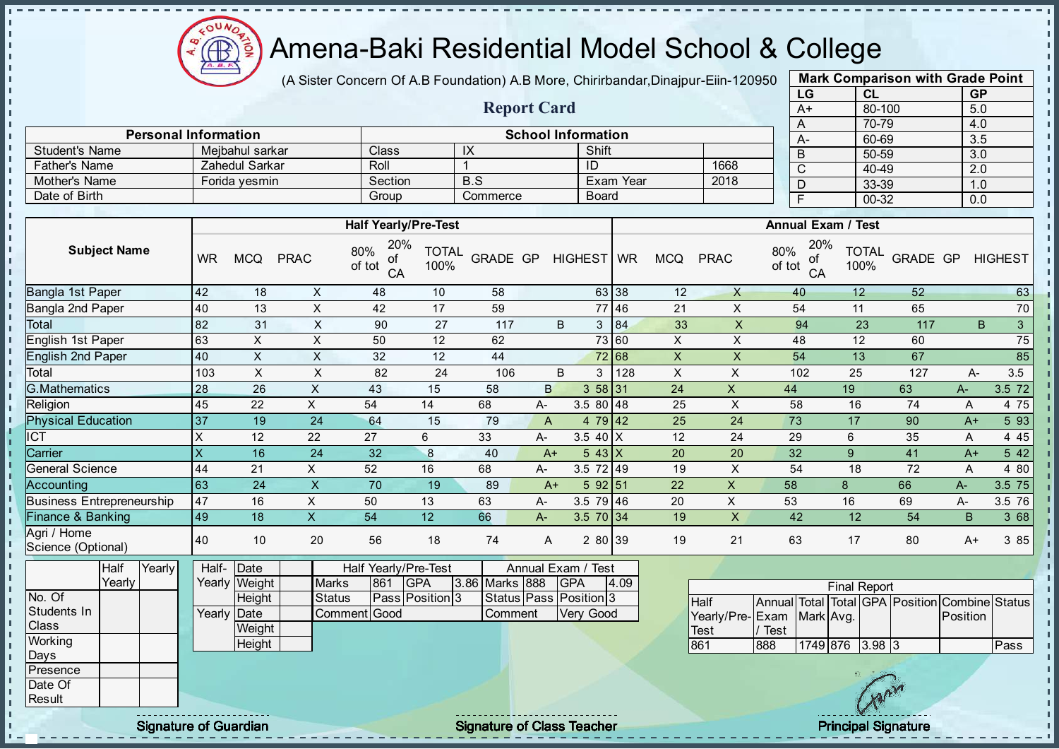# Amena-Baki Residential Model School & College

(A Sister Concern Of A.B Foundation) A.B More, Chirirbandar,Dinajpur-Eiin-120950

## Report Card

| Mark Comparison with Grade Point | | |
|---|---|---|
| LG | CL | GP |
| A+ | 80-100 | 5.0 |
| A | 70-79 | 4.0 |
| A- | 60-69 | 3.5 |
| B | 50-59 | 3.0 |
| C | 40-49 | 2.0 |
| D | 33-39 | 1.0 |
| F | 00-32 | 0.0 |

| Personal Information | | School Information | | | |
|---|---|---|---|---|---|
| Student's Name | Mejbahul sarkar | Class | IX | Shift | |
| Father's Name | Zahedul Sarkar | Roll | 1 | ID | 1668 |
| Mother's Name | Forida yesmin | Section | B.S | Exam Year | 2018 |
| Date of Birth | | Group | Commerce | Board | |

| Subject Name | Half Yearly/Pre-Test | | | | | | | | | Annual Exam / Test | | | | | | | | |
|---|---|---|---|---|---|---|---|---|---|---|---|---|---|---|---|---|---|---|
| | WR | MCQ | PRAC | 80% of tot | 20% of CA | TOTAL 100% | GRADE | GP | HIGHEST | WR | MCQ | PRAC | 80% of tot | 20% of CA | TOTAL 100% | GRADE | GP | HIGHEST |
| Bangla 1st Paper | 42 | 18 | X | 48 | 10 | 58 | | | 63 | 38 | 12 | X | 40 | 12 | 52 | | | 63 |
| Bangla 2nd Paper | 40 | 13 | X | 42 | 17 | 59 | | | 77 | 46 | 21 | X | 54 | 11 | 65 | | | 70 |
| Total | 82 | 31 | X | 90 | 27 | 117 | B | 3 | | 84 | 33 | X | 94 | 23 | 117 | B | 3 | |
| English 1st Paper | 63 | X | X | 50 | 12 | 62 | | | 73 | 60 | X | X | 48 | 12 | 60 | | | 75 |
| English 2nd Paper | 40 | X | X | 32 | 12 | 44 | | | 72 | 68 | X | X | 54 | 13 | 67 | | | 85 |
| Total | 103 | X | X | 82 | 24 | 106 | B | 3 | | 128 | X | X | 102 | 25 | 127 | A- | 3.5 | |
| G.Mathematics | 28 | 26 | X | 43 | 15 | 58 | B | 3 | 58 | 31 | 24 | X | 44 | 19 | 63 | A- | 3.5 | 72 |
| Religion | 45 | 22 | X | 54 | 14 | 68 | A- | 3.5 | 80 | 48 | 25 | X | 58 | 16 | 74 | A | 4 | 75 |
| Physical Education | 37 | 19 | 24 | 64 | 15 | 79 | A | 4 | 79 | 42 | 25 | 24 | 73 | 17 | 90 | A+ | 5 | 93 |
| ICT | X | 12 | 22 | 27 | 6 | 33 | A- | 3.5 | 40 | X | 12 | 24 | 29 | 6 | 35 | A | 4 | 45 |
| Carrier | X | 16 | 24 | 32 | 8 | 40 | A+ | 5 | 43 | X | 20 | 20 | 32 | 9 | 41 | A+ | 5 | 42 |
| General Science | 44 | 21 | X | 52 | 16 | 68 | A- | 3.5 | 72 | 49 | 19 | X | 54 | 18 | 72 | A | 4 | 80 |
| Accounting | 63 | 24 | X | 70 | 19 | 89 | A+ | 5 | 92 | 51 | 22 | X | 58 | 8 | 66 | A- | 3.5 | 75 |
| Business Entrepreneurship | 47 | 16 | X | 50 | 13 | 63 | A- | 3.5 | 79 | 46 | 20 | X | 53 | 16 | 69 | A- | 3.5 | 76 |
| Finance & Banking | 49 | 18 | X | 54 | 12 | 66 | A- | 3.5 | 70 | 34 | 19 | X | 42 | 12 | 54 | B | 3 | 68 |
| Agri / Home Science (Optional) | 40 | 10 | 20 | 56 | 18 | 74 | A | 2 | 80 | 39 | 19 | 21 | 63 | 17 | 80 | A+ | 3 | 85 |

| | Half Yearly | Yearly |
|---|---|---|
| No. Of Students In Class | | |
| Working Days | | |
| Presence | | |
| Date Of Result | | |

| Half-Yearly | Date | |
|---|---|---|
| | Weight | |
| | Height | |
| Yearly | Date | |
| | Weight | |
| | Height | |

| Half Yearly/Pre-Test | | | | Annual Exam / Test | | | |
|---|---|---|---|---|---|---|---|
| Marks | 861 | GPA | 3.86 | Marks | 888 | GPA | 4.09 |
| Status | Pass | Position | 3 | Status | Pass | Position | 3 |
| Comment | Good | | | Comment | Very Good | | |

| Final Report | | | | | | | |
|---|---|---|---|---|---|---|---|
| Half Yearly/Pre-Test | Annual Exam / Test | Total Mark | Total Avg. | GPA | Position | Combine Position | Status |
| 861 | 888 | 1749 | 876 | 3.98 | 3 | | Pass |

Signature of Guardian | Signature of Class Teacher | Principal Signature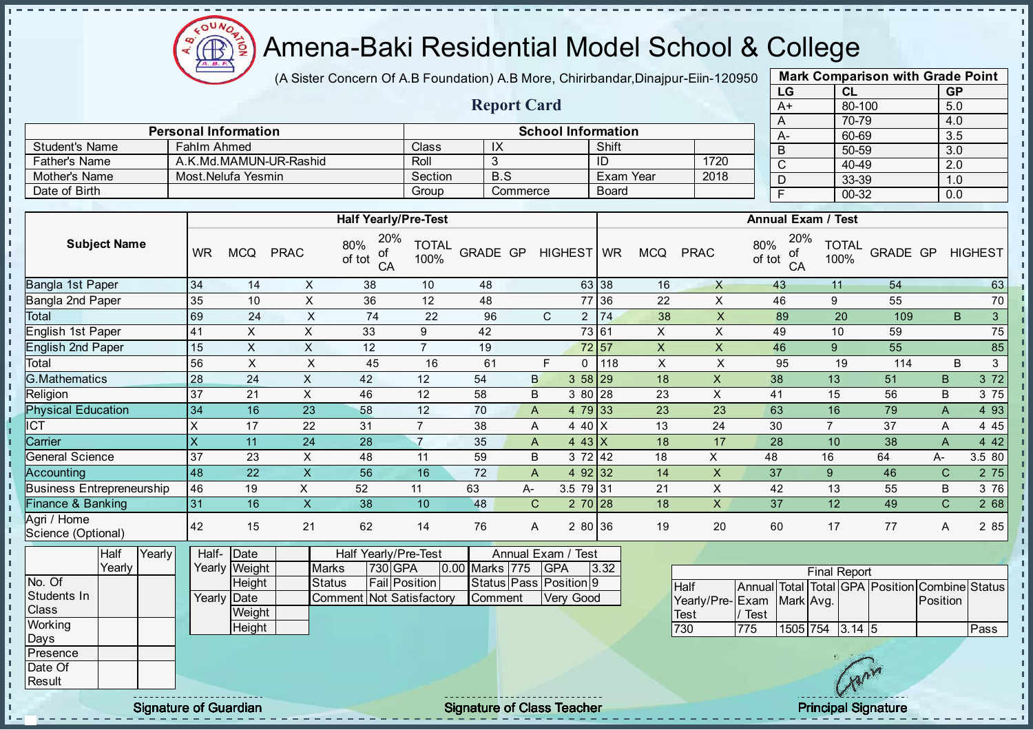# Amena-Baki Residential Model School & College

(A Sister Concern Of A.B Foundation) A.B More, Chirirbandar,Dinajpur-Eiin-120950

## Report Card

| Mark Comparison with Grade Point | | |
|---|---|---|
| LG | CL | GP |
| A+ | 80-100 | 5.0 |
| A | 70-79 | 4.0 |
| A- | 60-69 | 3.5 |
| B | 50-59 | 3.0 |
| C | 40-49 | 2.0 |
| D | 33-39 | 1.0 |
| F | 00-32 | 0.0 |

| Personal Information | | School Information | | | |
|---|---|---|---|---|---|
| Student's Name | Fahlm Ahmed | Class | IX | Shift | |
| Father's Name | A.K.Md.MAMUN-UR-Rashid | Roll | 3 | ID | 1720 |
| Mother's Name | Most.Nelufa Yesmin | Section | B.S | Exam Year | 2018 |
| Date of Birth | | Group | Commerce | Board | |

| Subject Name | Half Yearly/Pre-Test | | | | | | | | | Annual Exam / Test | | | | | | | | |
|---|---|---|---|---|---|---|---|---|---|---|---|---|---|---|---|---|---|---|
| | WR | MCQ | PRAC | 80% of tot | 20% of CA | TOTAL 100% | GRADE | GP | HIGHEST | WR | MCQ | PRAC | 80% of tot | 20% of CA | TOTAL 100% | GRADE | GP | HIGHEST |
| Bangla 1st Paper | 34 | 14 | X | 38 | 10 | 48 | | | 63 | 38 | 16 | X | 43 | 11 | 54 | | | 63 |
| Bangla 2nd Paper | 35 | 10 | X | 36 | 12 | 48 | | | 77 | 36 | 22 | X | 46 | 9 | 55 | | | 70 |
| Total | 69 | 24 | X | 74 | 22 | 96 | C | 2 | | 74 | 38 | X | 89 | 20 | 109 | B | 3 | |
| English 1st Paper | 41 | X | X | 33 | 9 | 42 | | | 73 | 61 | X | X | 49 | 10 | 59 | | | 75 |
| English 2nd Paper | 15 | X | X | 12 | 7 | 19 | | | 72 | 57 | X | X | 46 | 9 | 55 | | | 85 |
| Total | 56 | X | X | 45 | 16 | 61 | F | 0 | | 118 | X | X | 95 | 19 | 114 | B | 3 | |
| G.Mathematics | 28 | 24 | X | 42 | 12 | 54 | B | 3 | 58 | 29 | 18 | X | 38 | 13 | 51 | B | 3 | 72 |
| Religion | 37 | 21 | X | 46 | 12 | 58 | B | 3 | 80 | 28 | 23 | X | 41 | 15 | 56 | B | 3 | 75 |
| Physical Education | 34 | 16 | 23 | 58 | 12 | 70 | A | 4 | 79 | 33 | 23 | 23 | 63 | 16 | 79 | A | 4 | 93 |
| ICT | X | 17 | 22 | 31 | 7 | 38 | A | 4 | 40 | X | 13 | 24 | 30 | 7 | 37 | A | 4 | 45 |
| Carrier | X | 11 | 24 | 28 | 7 | 35 | A | 4 | 43 | X | 18 | 17 | 28 | 10 | 38 | A | 4 | 42 |
| General Science | 37 | 23 | X | 48 | 11 | 59 | B | 3 | 72 | 42 | 18 | X | 48 | 16 | 64 | A- | 3.5 | 80 |
| Accounting | 48 | 22 | X | 56 | 16 | 72 | A | 4 | 92 | 32 | 14 | X | 37 | 9 | 46 | C | 2 | 75 |
| Business Entrepreneurship | 46 | 19 | X | 52 | 11 | 63 | A- | 3.5 | 79 | 31 | 21 | X | 42 | 13 | 55 | B | 3 | 76 |
| Finance & Banking | 31 | 16 | X | 38 | 10 | 48 | C | 2 | 70 | 28 | 18 | X | 37 | 12 | 49 | C | 2 | 68 |
| Agri / Home Science (Optional) | 42 | 15 | 21 | 62 | 14 | 76 | A | 2 | 80 | 36 | 19 | 20 | 60 | 17 | 77 | A | 2 | 85 |

| | Half Yearly | Yearly |
|---|---|---|
| No. Of Students In Class | | |
| Working Days | | |
| Presence | | |
| Date Of Result | | |

| | | |
|---|---|---|
| Half-Yearly | Date | |
| | Weight | |
| | Height | |
| Yearly | Date | |
| | Weight | |
| | Height | |

| Half Yearly/Pre-Test | | | | Annual Exam / Test | | | |
|---|---|---|---|---|---|---|---|
| Marks | 730 | GPA | 0.00 | Marks | 775 | GPA | 3.32 |
| Status | Fail | Position | | Status | Pass | Position | 9 |
| Comment | Not Satisfactory | | | Comment | Very Good | | |

| Final Report | | | | | | | |
|---|---|---|---|---|---|---|---|
| Half Yearly/Pre-Test | Annual Exam / Test | Total Mark | Total Avg. | GPA | Position | Combine Position | Status |
| 730 | 775 | 1505 | 754 | 3.14 | 5 | | Pass |

Signature of Guardian

Signature of Class Teacher

Principal Signature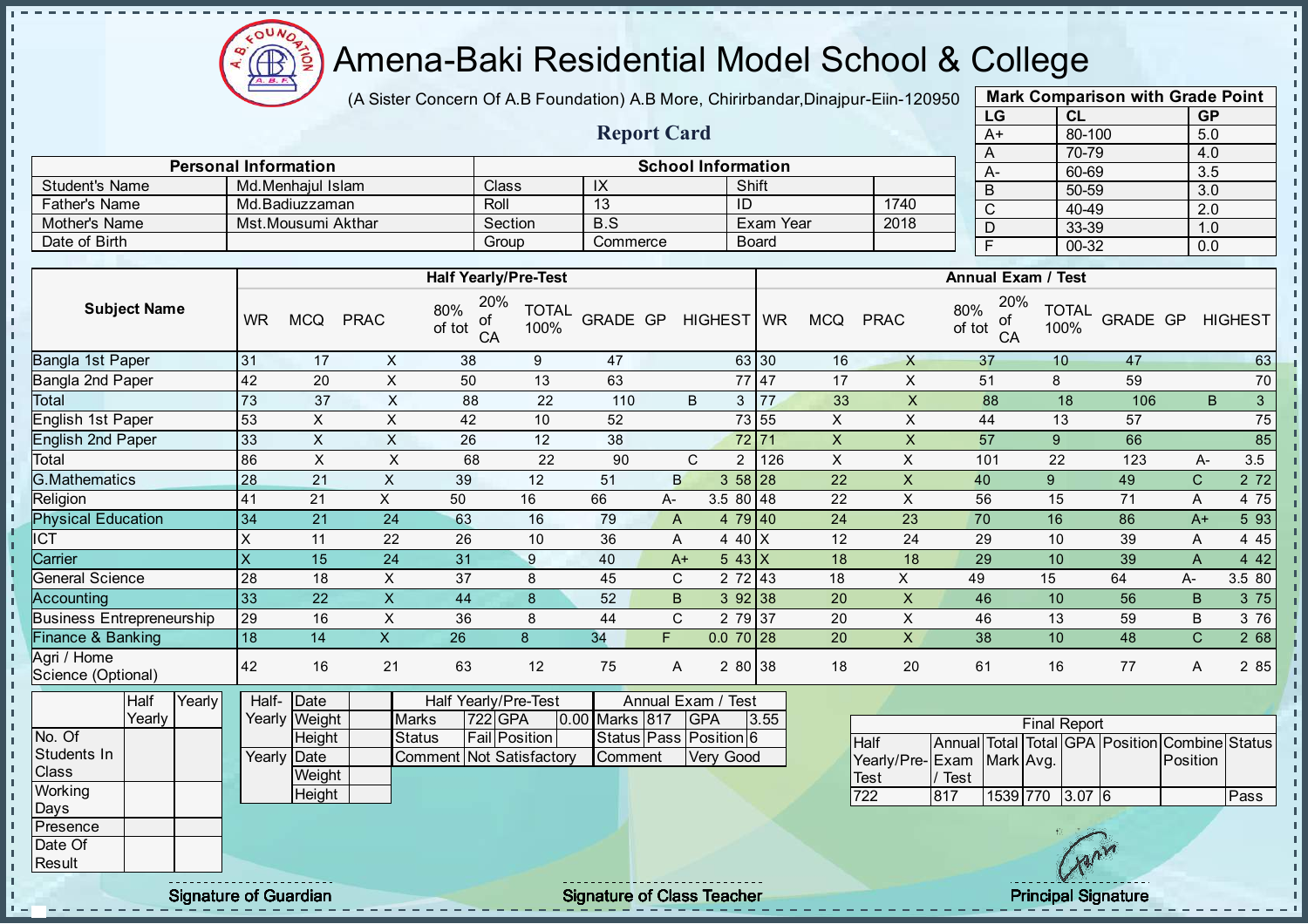# Amena-Baki Residential Model School & College

(A Sister Concern Of A.B Foundation) A.B More, Chirirbandar,Dinajpur-Eiin-120950

## Report Card

| Mark Comparison with Grade Point | | |
|---|---|---|
| LG | CL | GP |
| A+ | 80-100 | 5.0 |
| A | 70-79 | 4.0 |
| A- | 60-69 | 3.5 |
| B | 50-59 | 3.0 |
| C | 40-49 | 2.0 |
| D | 33-39 | 1.0 |
| F | 00-32 | 0.0 |

| Personal Information | | School Information | | | |
|---|---|---|---|---|---|
| Student's Name | Md.Menhajul Islam | Class | IX | Shift | |
| Father's Name | Md.Badiuzzaman | Roll | 13 | ID | 1740 |
| Mother's Name | Mst.Mousumi Akthar | Section | B.S | Exam Year | 2018 |
| Date of Birth | | Group | Commerce | Board | |

| Subject Name | Half Yearly/Pre-Test | | | | | | | | | Annual Exam / Test | | | | | | | | |
|---|---|---|---|---|---|---|---|---|---|---|---|---|---|---|---|---|---|---|
| | WR | MCQ | PRAC | 80% of tot | 20% of CA | TOTAL 100% | GRADE | GP | HIGHEST | WR | MCQ | PRAC | 80% of tot | 20% of CA | TOTAL 100% | GRADE | GP | HIGHEST |
| Bangla 1st Paper | 31 | 17 | X | 38 | 9 | 47 | | | 63 | 30 | 16 | X | 37 | 10 | 47 | | | 63 |
| Bangla 2nd Paper | 42 | 20 | X | 50 | 13 | 63 | | | 77 | 47 | 17 | X | 51 | 8 | 59 | | | 70 |
| Total | 73 | 37 | X | 88 | 22 | 110 | B | 3 | | 77 | 33 | X | 88 | 18 | 106 | B | 3 | |
| English 1st Paper | 53 | X | X | 42 | 10 | 52 | | | 73 | 55 | X | X | 44 | 13 | 57 | | | 75 |
| English 2nd Paper | 33 | X | X | 26 | 12 | 38 | | | 72 | 71 | X | X | 57 | 9 | 66 | | | 85 |
| Total | 86 | X | X | 68 | 22 | 90 | C | 2 | | 126 | X | X | 101 | 22 | 123 | A- | 3.5 | |
| G.Mathematics | 28 | 21 | X | 39 | 12 | 51 | B | 3 | 58 | 28 | 22 | X | 40 | 9 | 49 | C | 2 | 72 |
| Religion | 41 | 21 | X | 50 | 16 | 66 | A- | 3.5 | 80 | 48 | 22 | X | 56 | 15 | 71 | A | 4 | 75 |
| Physical Education | 34 | 21 | 24 | 63 | 16 | 79 | A | 4 | 79 | 40 | 24 | 23 | 70 | 16 | 86 | A+ | 5 | 93 |
| ICT | X | 11 | 22 | 26 | 10 | 36 | A | 4 | 40 | X | 12 | 24 | 29 | 10 | 39 | A | 4 | 45 |
| Carrier | X | 15 | 24 | 31 | 9 | 40 | A+ | 5 | 43 | X | 18 | 18 | 29 | 10 | 39 | A | 4 | 42 |
| General Science | 28 | 18 | X | 37 | 8 | 45 | C | 2 | 72 | 43 | 18 | X | 49 | 15 | 64 | A- | 3.5 | 80 |
| Accounting | 33 | 22 | X | 44 | 8 | 52 | B | 3 | 92 | 38 | 20 | X | 46 | 10 | 56 | B | 3 | 75 |
| Business Entrepreneurship | 29 | 16 | X | 36 | 8 | 44 | C | 2 | 79 | 37 | 20 | X | 46 | 13 | 59 | B | 3 | 76 |
| Finance & Banking | 18 | 14 | X | 26 | 8 | 34 | F | 0.0 | 70 | 28 | 20 | X | 38 | 10 | 48 | C | 2 | 68 |
| Agri / Home Science (Optional) | 42 | 16 | 21 | 63 | 12 | 75 | A | 2 | 80 | 38 | 18 | 20 | 61 | 16 | 77 | A | 2 | 85 |

| | Half Yearly | Yearly |
|---|---|---|
| No. Of Students In Class | | |
| Working Days | | |
| Presence | | |
| Date Of Result | | |

| | | |
|---|---|---|
| Half-Yearly | Date | |
| | Weight | |
| | Height | |
| Yearly | Date | |
| | Weight | |
| | Height | |

| Half Yearly/Pre-Test | | | | Annual Exam / Test | | | |
|---|---|---|---|---|---|---|---|
| Marks | 722 | GPA | 0.00 | Marks | 817 | GPA | 3.55 |
| Status | Fail | Position | | Status | Pass | Position | 6 |
| Comment | Not Satisfactory | | | Comment | Very Good | | |

| Final Report | | | | | | | |
|---|---|---|---|---|---|---|---|
| Half Yearly/Pre-Test | Annual Exam / Test | Total Mark | Total Avg. | GPA | Position | Combine Position | Status |
| 722 | 817 | 1539 | 770 | 3.07 | 6 | | Pass |

Signature of Guardian | Signature of Class Teacher | Principal Signature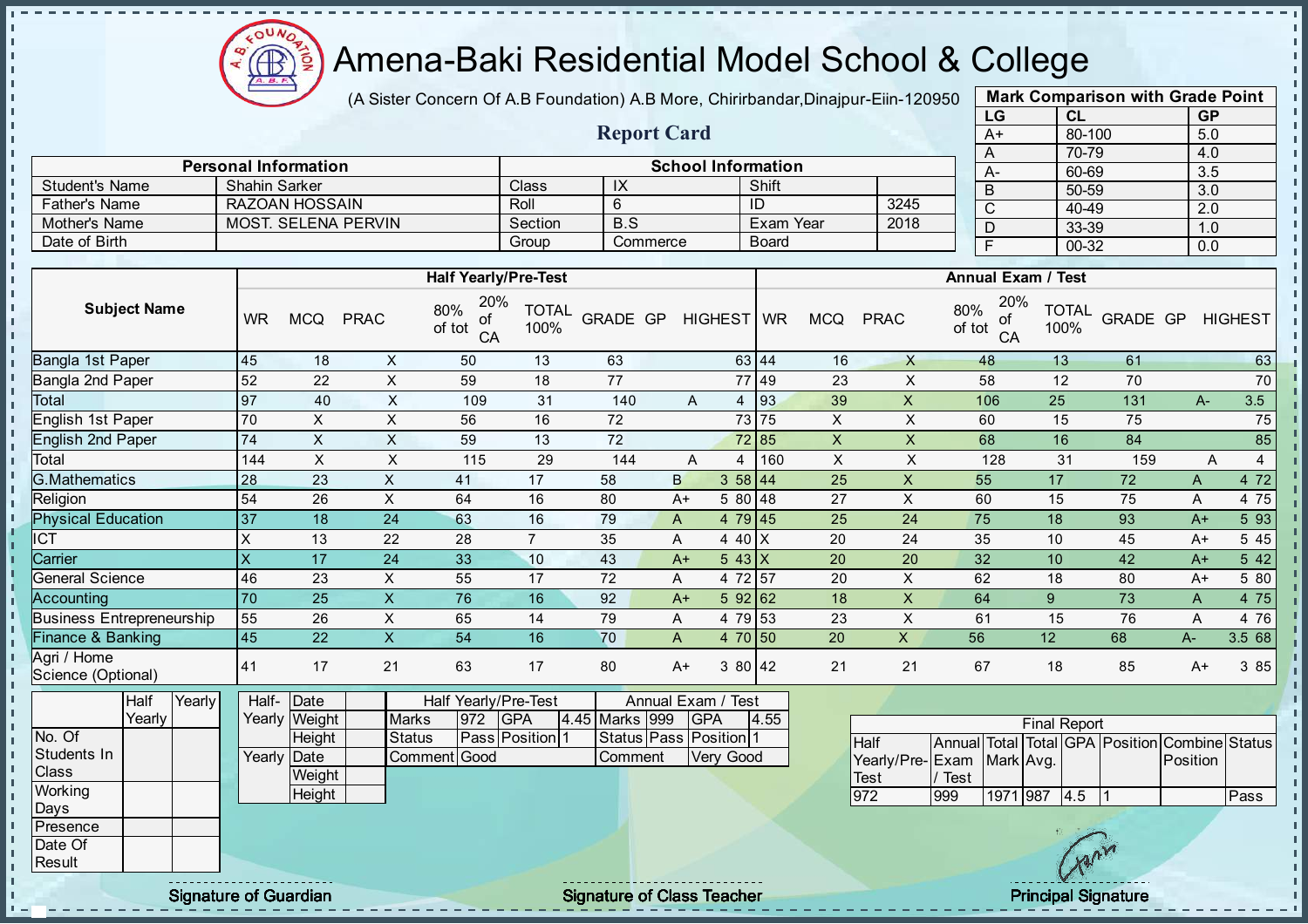# Amena-Baki Residential Model School & College

(A Sister Concern Of A.B Foundation) A.B More, Chirirbandar,Dinajpur-Eiin-120950

## Report Card

| Personal Information | | School Information | | | |
|---|---|---|---|---|---|
| Student's Name | Shahin Sarker | Class | IX | Shift | |
| Father's Name | RAZOAN HOSSAIN | Roll | 6 | ID | 3245 |
| Mother's Name | MOST. SELENA PERVIN | Section | B.S | Exam Year | 2018 |
| Date of Birth | | Group | Commerce | Board | |

**Mark Comparison with Grade Point**

| LG | CL | GP |
|---|---|---|
| A+ | 80-100 | 5.0 |
| A | 70-79 | 4.0 |
| A- | 60-69 | 3.5 |
| B | 50-59 | 3.0 |
| C | 40-49 | 2.0 |
| D | 33-39 | 1.0 |
| F | 00-32 | 0.0 |

| Subject Name | Half Yearly/Pre-Test | | | | | | | | | Annual Exam / Test | | | | | | | | |
|---|---|---|---|---|---|---|---|---|---|---|---|---|---|---|---|---|---|---|
| | WR | MCQ | PRAC | 80% of tot | 20% of CA | TOTAL 100% | GRADE | GP | HIGHEST | WR | MCQ | PRAC | 80% of tot | 20% of CA | TOTAL 100% | GRADE | GP | HIGHEST |
| Bangla 1st Paper | 45 | 18 | X | 50 | 13 | 63 | | | 63 | 44 | 16 | X | 48 | 13 | 61 | | | 63 |
| Bangla 2nd Paper | 52 | 22 | X | 59 | 18 | 77 | | | 77 | 49 | 23 | X | 58 | 12 | 70 | | | 70 |
| Total | 97 | 40 | X | 109 | 31 | 140 | A | 4 | | 93 | 39 | X | 106 | 25 | 131 | A- | 3.5 | |
| English 1st Paper | 70 | X | X | 56 | 16 | 72 | | | 73 | 75 | X | X | 60 | 15 | 75 | | | 75 |
| English 2nd Paper | 74 | X | X | 59 | 13 | 72 | | | 72 | 85 | X | X | 68 | 16 | 84 | | | 85 |
| Total | 144 | X | X | 115 | 29 | 144 | A | 4 | | 160 | X | X | 128 | 31 | 159 | A | 4 | |
| G.Mathematics | 28 | 23 | X | 41 | 17 | 58 | B | 3 | 58 | 44 | 25 | X | 55 | 17 | 72 | A | 4 | 72 |
| Religion | 54 | 26 | X | 64 | 16 | 80 | A+ | 5 | 80 | 48 | 27 | X | 60 | 15 | 75 | A | 4 | 75 |
| Physical Education | 37 | 18 | 24 | 63 | 16 | 79 | A | 4 | 79 | 45 | 25 | 24 | 75 | 18 | 93 | A+ | 5 | 93 |
| ICT | X | 13 | 22 | 28 | 7 | 35 | A | 4 | 40 | X | 20 | 24 | 35 | 10 | 45 | A+ | 5 | 45 |
| Carrier | X | 17 | 24 | 33 | 10 | 43 | A+ | 5 | 43 | X | 20 | 20 | 32 | 10 | 42 | A+ | 5 | 42 |
| General Science | 46 | 23 | X | 55 | 17 | 72 | A | 4 | 72 | 57 | 20 | X | 62 | 18 | 80 | A+ | 5 | 80 |
| Accounting | 70 | 25 | X | 76 | 16 | 92 | A+ | 5 | 92 | 62 | 18 | X | 64 | 9 | 73 | A | 4 | 75 |
| Business Entrepreneurship | 55 | 26 | X | 65 | 14 | 79 | A | 4 | 79 | 53 | 23 | X | 61 | 15 | 76 | A | 4 | 76 |
| Finance & Banking | 45 | 22 | X | 54 | 16 | 70 | A | 4 | 70 | 50 | 20 | X | 56 | 12 | 68 | A- | 3.5 | 68 |
| Agri / Home Science (Optional) | 41 | 17 | 21 | 63 | 17 | 80 | A+ | 3 | 80 | 42 | 21 | 21 | 67 | 18 | 85 | A+ | 3 | 85 |

| | Half Yearly | Yearly |
|---|---|---|
| No. Of Students In Class | | |
| Working Days | | |
| Presence | | |
| Date Of Result | | |

| | | |
|---|---|---|
| Half-Yearly | Date | |
| | Weight | |
| | Height | |
| Yearly | Date | |
| | Weight | |
| | Height | |

| Half Yearly/Pre-Test | | | | Annual Exam / Test | | | |
|---|---|---|---|---|---|---|---|
| Marks | 972 | GPA | 4.45 | Marks | 999 | GPA | 4.55 |
| Status | Pass | Position | 1 | Status | Pass | Position | 1 |
| Comment | Good | | | Comment | Very Good | | |

**Final Report**

| Half Yearly/Pre-Test | Annual Exam / Test | Total Mark | Total Avg. | GPA | Position | Combine Position | Status |
|---|---|---|---|---|---|---|---|
| 972 | 999 | 1971 | 987 | 4.5 | 1 | | Pass |

Signature of Guardian

Signature of Class Teacher

Principal Signature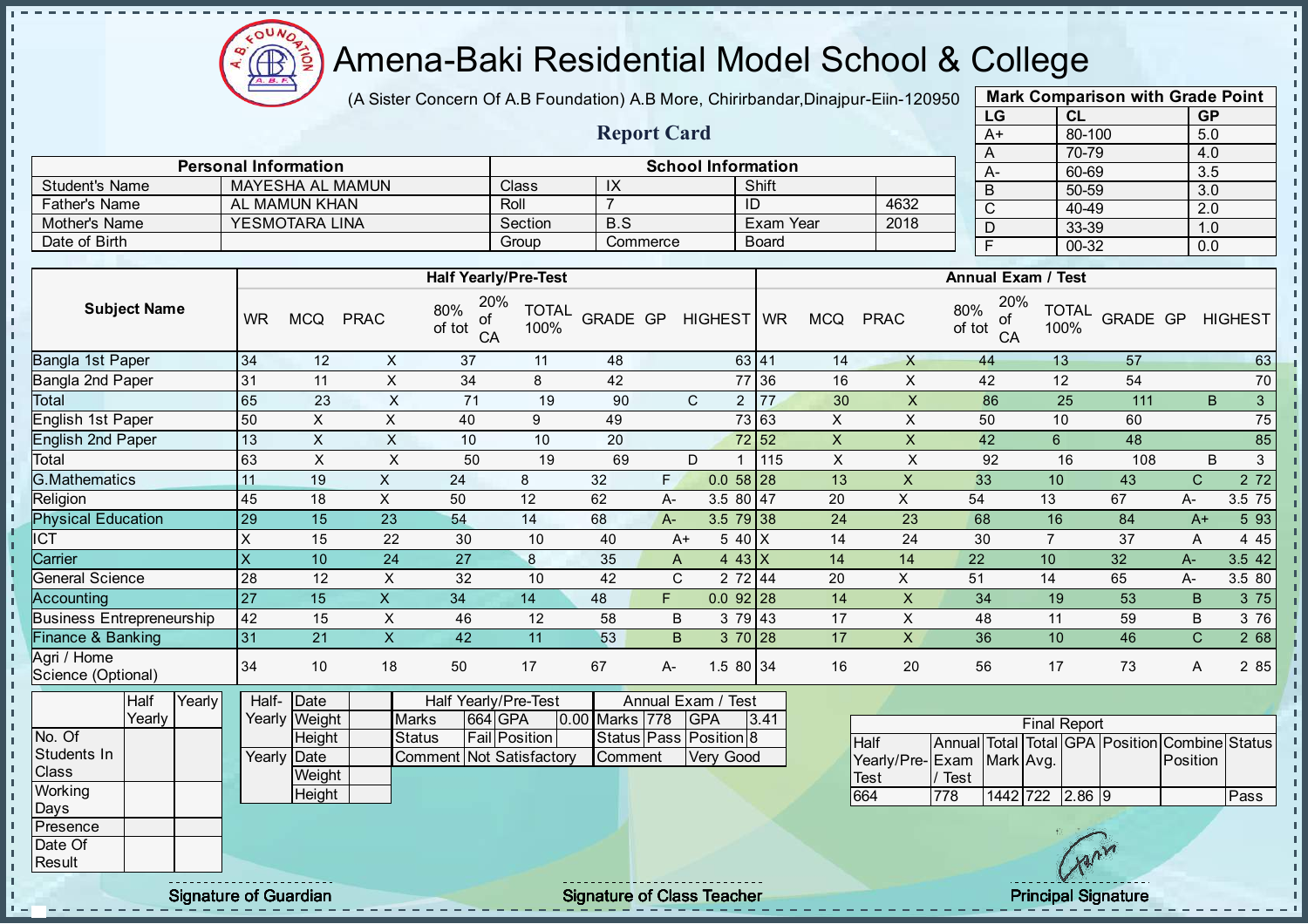# Amena-Baki Residential Model School & College

(A Sister Concern Of A.B Foundation) A.B More, Chirirbandar,Dinajpur-Eiin-120950

## Report Card

| Mark Comparison with Grade Point | | |
|---|---|---|
| LG | CL | GP |
| A+ | 80-100 | 5.0 |
| A | 70-79 | 4.0 |
| A- | 60-69 | 3.5 |
| B | 50-59 | 3.0 |
| C | 40-49 | 2.0 |
| D | 33-39 | 1.0 |
| F | 00-32 | 0.0 |

| Personal Information | | School Information | | | |
|---|---|---|---|---|---|
| Student's Name | MAYESHA AL MAMUN | Class | IX | Shift | |
| Father's Name | AL MAMUN KHAN | Roll | 7 | ID | 4632 |
| Mother's Name | YESMOTARA LINA | Section | B.S | Exam Year | 2018 |
| Date of Birth | | Group | Commerce | Board | |

| Subject Name | Half Yearly/Pre-Test | | | | | | | | | Annual Exam / Test | | | | | | | | |
|---|---|---|---|---|---|---|---|---|---|---|---|---|---|---|---|---|---|---|
| | WR | MCQ | PRAC | 80% of tot | 20% of CA | TOTAL 100% | GRADE | GP | HIGHEST | WR | MCQ | PRAC | 80% of tot | 20% of CA | TOTAL 100% | GRADE | GP | HIGHEST |
| Bangla 1st Paper | 34 | 12 | X | 37 | 11 | 48 | | | 63 | 41 | 14 | X | 44 | 13 | 57 | | | 63 |
| Bangla 2nd Paper | 31 | 11 | X | 34 | 8 | 42 | | | 77 | 36 | 16 | X | 42 | 12 | 54 | | | 70 |
| Total | 65 | 23 | X | 71 | 19 | 90 | C | 2 | | 77 | 30 | X | 86 | 25 | 111 | B | 3 | |
| English 1st Paper | 50 | X | X | 40 | 9 | 49 | | | 73 | 63 | X | X | 50 | 10 | 60 | | | 75 |
| English 2nd Paper | 13 | X | X | 10 | 10 | 20 | | | 72 | 52 | X | X | 42 | 6 | 48 | | | 85 |
| Total | 63 | X | X | 50 | 19 | 69 | D | 1 | | 115 | X | X | 92 | 16 | 108 | B | 3 | |
| G.Mathematics | 11 | 19 | X | 24 | 8 | 32 | F | 0.0 | 58 | 28 | 13 | X | 33 | 10 | 43 | C | 2 | 72 |
| Religion | 45 | 18 | X | 50 | 12 | 62 | A- | 3.5 | 80 | 47 | 20 | X | 54 | 13 | 67 | A- | 3.5 | 75 |
| Physical Education | 29 | 15 | 23 | 54 | 14 | 68 | A- | 3.5 | 79 | 38 | 24 | 23 | 68 | 16 | 84 | A+ | 5 | 93 |
| ICT | X | 15 | 22 | 30 | 10 | 40 | A+ | 5 | 40 | X | 14 | 24 | 30 | 7 | 37 | A | 4 | 45 |
| Carrier | X | 10 | 24 | 27 | 8 | 35 | A | 4 | 43 | X | 14 | 14 | 22 | 10 | 32 | A- | 3.5 | 42 |
| General Science | 28 | 12 | X | 32 | 10 | 42 | C | 2 | 72 | 44 | 20 | X | 51 | 14 | 65 | A- | 3.5 | 80 |
| Accounting | 27 | 15 | X | 34 | 14 | 48 | F | 0.0 | 92 | 28 | 14 | X | 34 | 19 | 53 | B | 3 | 75 |
| Business Entrepreneurship | 42 | 15 | X | 46 | 12 | 58 | B | 3 | 79 | 43 | 17 | X | 48 | 11 | 59 | B | 3 | 76 |
| Finance & Banking | 31 | 21 | X | 42 | 11 | 53 | B | 3 | 70 | 28 | 17 | X | 36 | 10 | 46 | C | 2 | 68 |
| Agri / Home Science (Optional) | 34 | 10 | 18 | 50 | 17 | 67 | A- | 1.5 | 80 | 34 | 16 | 20 | 56 | 17 | 73 | A | 2 | 85 |

| | Half Yearly | Yearly |
|---|---|---|
| No. Of Students In Class | | |
| Working Days | | |
| Presence | | |
| Date Of Result | | |

| | | |
|---|---|---|
| Half-Yearly | Date | |
| | Weight | |
| | Height | |
| Yearly | Date | |
| | Weight | |
| | Height | |

| Half Yearly/Pre-Test | | | | Annual Exam / Test | | | |
|---|---|---|---|---|---|---|---|
| Marks | 664 | GPA | 0.00 | Marks | 778 | GPA | 3.41 |
| Status | Fail | Position | | Status | Pass | Position | 8 |
| Comment | Not Satisfactory | | | Comment | Very Good | | |

| Final Report | | | | | | | |
|---|---|---|---|---|---|---|---|
| Half Yearly/Pre-Test | Annual Exam / Test | Total Mark | Total Avg. | GPA | Position | Combine Position | Status |
| 664 | 778 | 1442 | 722 | 2.86 | 9 | | Pass |

Signature of Guardian

Signature of Class Teacher

Principal Signature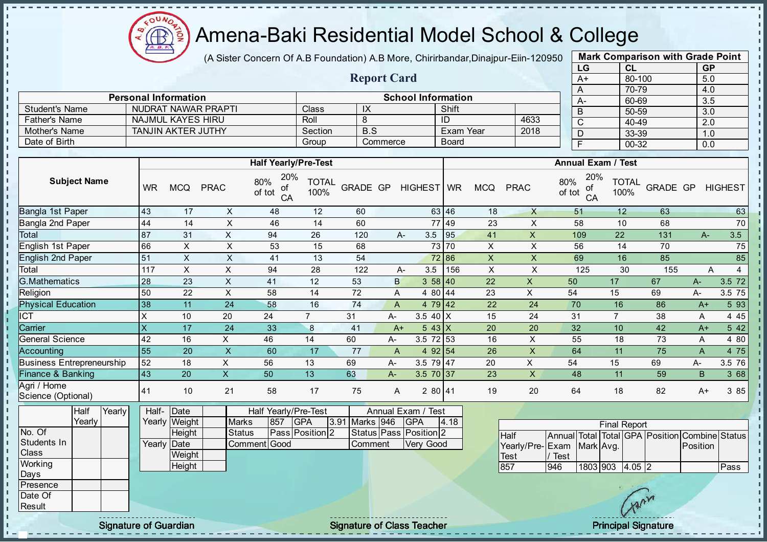# Amena-Baki Residential Model School & College

(A Sister Concern Of A.B Foundation) A.B More, Chirirbandar,Dinajpur-Eiin-120950

## Report Card

| Mark Comparison with Grade Point | | |
|---|---|---|
| LG | CL | GP |
| A+ | 80-100 | 5.0 |
| A | 70-79 | 4.0 |
| A- | 60-69 | 3.5 |
| B | 50-59 | 3.0 |
| C | 40-49 | 2.0 |
| D | 33-39 | 1.0 |
| F | 00-32 | 0.0 |

| Personal Information | | School Information | | | |
|---|---|---|---|---|---|
| Student's Name | NUDRAT NAWAR PRAPTI | Class | IX | Shift | |
| Father's Name | NAJMUL KAYES HIRU | Roll | 8 | ID | 4633 |
| Mother's Name | TANJIN AKTER JUTHY | Section | B.S | Exam Year | 2018 |
| Date of Birth | | Group | Commerce | Board | |

| Subject Name | Half Yearly/Pre-Test | | | | | | | | | Annual Exam / Test | | | | | | | | |
|---|---|---|---|---|---|---|---|---|---|---|---|---|---|---|---|---|---|---|
| | WR | MCQ | PRAC | 80% of tot | 20% of CA | TOTAL 100% | GRADE | GP | HIGHEST | WR | MCQ | PRAC | 80% of tot | 20% of CA | TOTAL 100% | GRADE | GP | HIGHEST |
| Bangla 1st Paper | 43 | 17 | X | 48 | 12 | 60 | | | 63 | 46 | 18 | X | 51 | 12 | 63 | | | 63 |
| Bangla 2nd Paper | 44 | 14 | X | 46 | 14 | 60 | | | 77 | 49 | 23 | X | 58 | 10 | 68 | | | 70 |
| Total | 87 | 31 | X | 94 | 26 | 120 | A- | 3.5 | | 95 | 41 | X | 109 | 22 | 131 | A- | 3.5 | |
| English 1st Paper | 66 | X | X | 53 | 15 | 68 | | | 73 | 70 | X | X | 56 | 14 | 70 | | | 75 |
| English 2nd Paper | 51 | X | X | 41 | 13 | 54 | | | 72 | 86 | X | X | 69 | 16 | 85 | | | 85 |
| Total | 117 | X | X | 94 | 28 | 122 | A- | 3.5 | | 156 | X | X | 125 | 30 | 155 | A | 4 | |
| G.Mathematics | 28 | 23 | X | 41 | 12 | 53 | B | 3 | 58 | 40 | 22 | X | 50 | 17 | 67 | A- | 3.5 | 72 |
| Religion | 50 | 22 | X | 58 | 14 | 72 | A | 4 | 80 | 44 | 23 | X | 54 | 15 | 69 | A- | 3.5 | 75 |
| Physical Education | 38 | 11 | 24 | 58 | 16 | 74 | A | 4 | 79 | 42 | 22 | 24 | 70 | 16 | 86 | A+ | 5 | 93 |
| ICT | X | 10 | 20 | 24 | 7 | 31 | A- | 3.5 | 40 | X | 15 | 24 | 31 | 7 | 38 | A | 4 | 45 |
| Carrier | X | 17 | 24 | 33 | 8 | 41 | A+ | 5 | 43 | X | 20 | 20 | 32 | 10 | 42 | A+ | 5 | 42 |
| General Science | 42 | 16 | X | 46 | 14 | 60 | A- | 3.5 | 72 | 53 | 16 | X | 55 | 18 | 73 | A | 4 | 80 |
| Accounting | 55 | 20 | X | 60 | 17 | 77 | A | 4 | 92 | 54 | 26 | X | 64 | 11 | 75 | A | 4 | 75 |
| Business Entrepreneurship | 52 | 18 | X | 56 | 13 | 69 | A- | 3.5 | 79 | 47 | 20 | X | 54 | 15 | 69 | A- | 3.5 | 76 |
| Finance & Banking | 43 | 20 | X | 50 | 13 | 63 | A- | 3.5 | 70 | 37 | 23 | X | 48 | 11 | 59 | B | 3 | 68 |
| Agri / Home Science (Optional) | 41 | 10 | 21 | 58 | 17 | 75 | A | 2 | 80 | 41 | 19 | 20 | 64 | 18 | 82 | A+ | 3 | 85 |

| | Half Yearly | Yearly |
|---|---|---|
| No. Of Students In Class | | |
| Working Days | | |
| Presence | | |
| Date Of Result | | |

| | | |
|---|---|---|
| Half-Yearly | Date | |
| | Weight | |
| | Height | |
| Yearly | Date | |
| | Weight | |
| | Height | |

| Half Yearly/Pre-Test | | | | Annual Exam / Test | | | |
|---|---|---|---|---|---|---|---|
| Marks | 857 | GPA | 3.91 | Marks | 946 | GPA | 4.18 |
| Status | Pass | Position | 2 | Status | Pass | Position | 2 |
| Comment | Good | | | Comment | Very Good | | |

| Final Report | | | | | | | |
|---|---|---|---|---|---|---|---|
| Half Yearly/Pre-Test | Annual Exam / Test | Total Mark | Total Avg. | GPA | Position | Combine Position | Status |
| 857 | 946 | 1803 | 903 | 4.05 | 2 | | Pass |

Signature of Guardian — Signature of Class Teacher — Principal Signature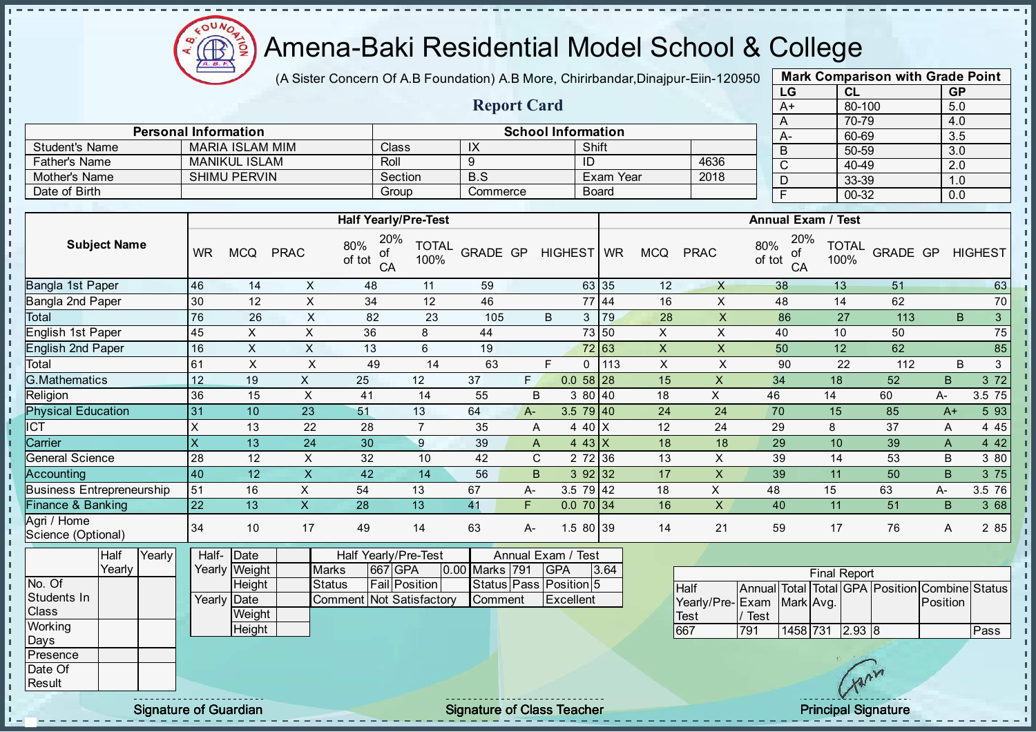# Amena-Baki Residential Model School & College

(A Sister Concern Of A.B Foundation) A.B More, Chirirbandar,Dinajpur-Eiin-120950

## Report Card

| Mark Comparison with Grade Point | | |
|---|---|---|
| LG | CL | GP |
| A+ | 80-100 | 5.0 |
| A | 70-79 | 4.0 |
| A- | 60-69 | 3.5 |
| B | 50-59 | 3.0 |
| C | 40-49 | 2.0 |
| D | 33-39 | 1.0 |
| F | 00-32 | 0.0 |

| Personal Information | | School Information | | | |
|---|---|---|---|---|---|
| Student's Name | MARIA ISLAM MIM | Class | IX | Shift | |
| Father's Name | MANIKUL ISLAM | Roll | 9 | ID | 4636 |
| Mother's Name | SHIMU PERVIN | Section | B.S | Exam Year | 2018 |
| Date of Birth | | Group | Commerce | Board | |

| Subject Name | Half Yearly/Pre-Test | | | | | | | | | Annual Exam / Test | | | | | | | | |
|---|---|---|---|---|---|---|---|---|---|---|---|---|---|---|---|---|---|---|
| | WR | MCQ | PRAC | 80% of tot | 20% of CA | TOTAL 100% | GRADE | GP | HIGHEST | WR | MCQ | PRAC | 80% of tot | 20% of CA | TOTAL 100% | GRADE | GP | HIGHEST |
| Bangla 1st Paper | 46 | 14 | X | 48 | 11 | 59 | | | 63 | 35 | 12 | X | 38 | 13 | 51 | | | 63 |
| Bangla 2nd Paper | 30 | 12 | X | 34 | 12 | 46 | | | 77 | 44 | 16 | X | 48 | 14 | 62 | | | 70 |
| Total | 76 | 26 | X | 82 | 23 | 105 | B | 3 | | 79 | 28 | X | 86 | 27 | 113 | B | 3 | |
| English 1st Paper | 45 | X | X | 36 | 8 | 44 | | | 73 | 50 | X | X | 40 | 10 | 50 | | | 75 |
| English 2nd Paper | 16 | X | X | 13 | 6 | 19 | | | 72 | 63 | X | X | 50 | 12 | 62 | | | 85 |
| Total | 61 | X | X | 49 | 14 | 63 | F | 0 | | 113 | X | X | 90 | 22 | 112 | B | 3 | |
| G.Mathematics | 12 | 19 | X | 25 | 12 | 37 | F | 0.0 | 58 | 28 | 15 | X | 34 | 18 | 52 | B | 3 | 72 |
| Religion | 36 | 15 | X | 41 | 14 | 55 | B | 3 | 80 | 40 | 18 | X | 46 | 14 | 60 | A- | 3.5 | 75 |
| Physical Education | 31 | 10 | 23 | 51 | 13 | 64 | A- | 3.5 | 79 | 40 | 24 | 24 | 70 | 15 | 85 | A+ | 5 | 93 |
| ICT | X | 13 | 22 | 28 | 7 | 35 | A | 4 | 40 | X | 12 | 24 | 29 | 8 | 37 | A | 4 | 45 |
| Carrier | X | 13 | 24 | 30 | 9 | 39 | A | 4 | 43 | X | 18 | 18 | 29 | 10 | 39 | A | 4 | 42 |
| General Science | 28 | 12 | X | 32 | 10 | 42 | C | 2 | 72 | 36 | 13 | X | 39 | 14 | 53 | B | 3 | 80 |
| Accounting | 40 | 12 | X | 42 | 14 | 56 | B | 3 | 92 | 32 | 17 | X | 39 | 11 | 50 | B | 3 | 75 |
| Business Entrepreneurship | 51 | 16 | X | 54 | 13 | 67 | A- | 3.5 | 79 | 42 | 18 | X | 48 | 15 | 63 | A- | 3.5 | 76 |
| Finance & Banking | 22 | 13 | X | 28 | 13 | 41 | F | 0.0 | 70 | 34 | 16 | X | 40 | 11 | 51 | B | 3 | 68 |
| Agri / Home Science (Optional) | 34 | 10 | 17 | 49 | 14 | 63 | A- | 1.5 | 80 | 39 | 14 | 21 | 59 | 17 | 76 | A | 2 | 85 |

| | Half Yearly | Yearly |
|---|---|---|
| No. Of Students In Class | | |
| Working Days | | |
| Presence | | |
| Date Of Result | | |

| | | |
|---|---|---|
| Half-Yearly | Date | |
| | Weight | |
| | Height | |
| Yearly | Date | |
| | Weight | |
| | Height | |

| Half Yearly/Pre-Test | | | | Annual Exam / Test | | | |
|---|---|---|---|---|---|---|---|
| Marks | 667 | GPA | 0.00 | Marks | 791 | GPA | 3.64 |
| Status | Fail | Position | | Status | Pass | Position | 5 |
| Comment | Not Satisfactory | | | Comment | Excellent | | |

| Final Report | | | | | | | |
|---|---|---|---|---|---|---|---|
| Half Yearly/Pre-Test | Annual Exam / Test | Total Mark | Total Avg. | GPA | Position | Combine Position | Status |
| 667 | 791 | 1458 | 731 | 2.93 | 8 | | Pass |

Signature of Guardian | Signature of Class Teacher | Principal Signature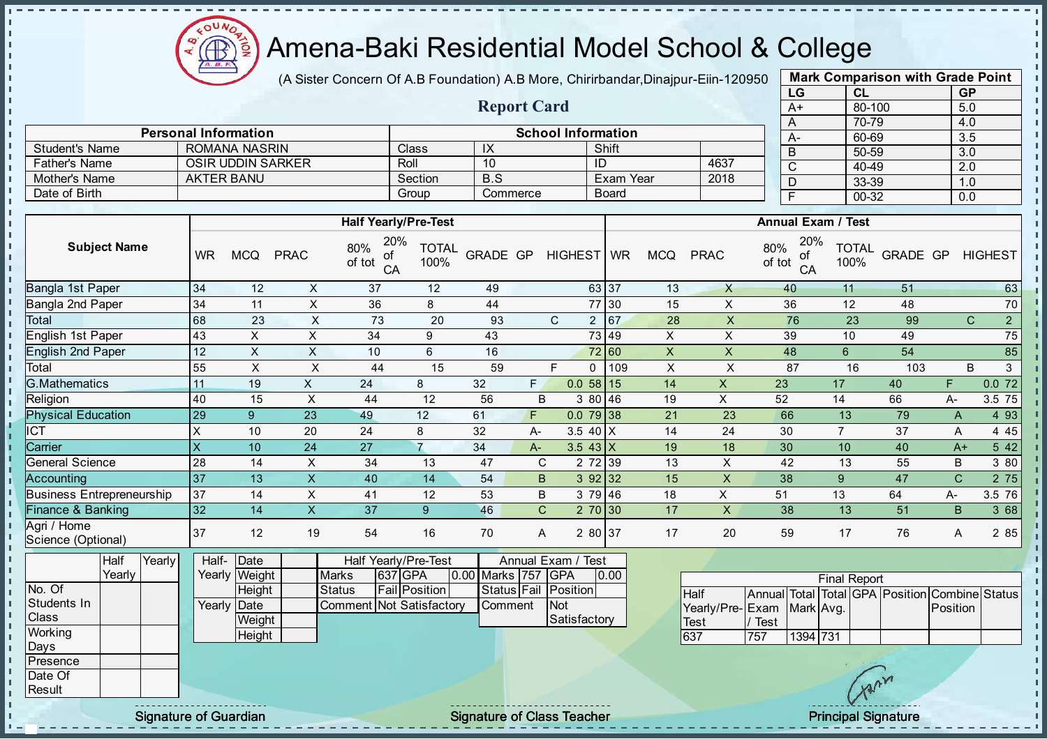# Amena-Baki Residential Model School & College

(A Sister Concern Of A.B Foundation) A.B More, Chirirbandar,Dinajpur-Eiin-120950

## Report Card

| Mark Comparison with Grade Point | | |
|---|---|---|
| LG | CL | GP |
| A+ | 80-100 | 5.0 |
| A | 70-79 | 4.0 |
| A- | 60-69 | 3.5 |
| B | 50-59 | 3.0 |
| C | 40-49 | 2.0 |
| D | 33-39 | 1.0 |
| F | 00-32 | 0.0 |

| Personal Information | | School Information | | | |
|---|---|---|---|---|---|
| Student's Name | ROMANA NASRIN | Class | IX | Shift | |
| Father's Name | OSIR UDDIN SARKER | Roll | 10 | ID | 4637 |
| Mother's Name | AKTER BANU | Section | B.S | Exam Year | 2018 |
| Date of Birth | | Group | Commerce | Board | |

| Subject Name | Half Yearly/Pre-Test | | | | | | | | | Annual Exam / Test | | | | | | | | |
|---|---|---|---|---|---|---|---|---|---|---|---|---|---|---|---|---|---|---|
| | WR | MCQ | PRAC | 80% of tot | 20% of CA | TOTAL 100% | GRADE | GP | HIGHEST | WR | MCQ | PRAC | 80% of tot | 20% of CA | TOTAL 100% | GRADE | GP | HIGHEST |
| Bangla 1st Paper | 34 | 12 | X | 37 | 12 | 49 | | | 63 | 37 | 13 | X | 40 | 11 | 51 | | | 63 |
| Bangla 2nd Paper | 34 | 11 | X | 36 | 8 | 44 | | | 77 | 30 | 15 | X | 36 | 12 | 48 | | | 70 |
| Total | 68 | 23 | X | 73 | 20 | 93 | C | 2 | | 67 | 28 | X | 76 | 23 | 99 | C | 2 | |
| English 1st Paper | 43 | X | X | 34 | 9 | 43 | | | 73 | 49 | X | X | 39 | 10 | 49 | | | 75 |
| English 2nd Paper | 12 | X | X | 10 | 6 | 16 | | | 72 | 60 | X | X | 48 | 6 | 54 | | | 85 |
| Total | 55 | X | X | 44 | 15 | 59 | F | 0 | | 109 | X | X | 87 | 16 | 103 | B | 3 | |
| G.Mathematics | 11 | 19 | X | 24 | 8 | 32 | F | 0.0 | 58 | 15 | 14 | X | 23 | 17 | 40 | F | 0.0 | 72 |
| Religion | 40 | 15 | X | 44 | 12 | 56 | B | 3 | 80 | 46 | 19 | X | 52 | 14 | 66 | A- | 3.5 | 75 |
| Physical Education | 29 | 9 | 23 | 49 | 12 | 61 | F | 0.0 | 79 | 38 | 21 | 23 | 66 | 13 | 79 | A | 4 | 93 |
| ICT | X | 10 | 20 | 24 | 8 | 32 | A- | 3.5 | 40 | X | 14 | 24 | 30 | 7 | 37 | A | 4 | 45 |
| Carrier | X | 10 | 24 | 27 | 7 | 34 | A- | 3.5 | 43 | X | 19 | 18 | 30 | 10 | 40 | A+ | 5 | 42 |
| General Science | 28 | 14 | X | 34 | 13 | 47 | C | 2 | 72 | 39 | 13 | X | 42 | 13 | 55 | B | 3 | 80 |
| Accounting | 37 | 13 | X | 40 | 14 | 54 | B | 3 | 92 | 32 | 15 | X | 38 | 9 | 47 | C | 2 | 75 |
| Business Entrepreneurship | 37 | 14 | X | 41 | 12 | 53 | B | 3 | 79 | 46 | 18 | X | 51 | 13 | 64 | A- | 3.5 | 76 |
| Finance & Banking | 32 | 14 | X | 37 | 9 | 46 | C | 2 | 70 | 30 | 17 | X | 38 | 13 | 51 | B | 3 | 68 |
| Agri / Home Science (Optional) | 37 | 12 | 19 | 54 | 16 | 70 | A | 2 | 80 | 37 | 17 | 20 | 59 | 17 | 76 | A | 2 | 85 |

| | Half Yearly | Yearly |
|---|---|---|
| No. Of Students In Class | | |
| Working Days | | |
| Presence | | |
| Date Of Result | | |

| | | |
|---|---|---|
| Half-Yearly | Date | |
| | Weight | |
| | Height | |
| Yearly | Date | |
| | Weight | |
| | Height | |

| Half Yearly/Pre-Test | | | | Annual Exam / Test | | | |
|---|---|---|---|---|---|---|---|
| Marks | 637 | GPA | 0.00 | Marks | 757 | GPA | 0.00 |
| Status | Fail | Position | | Status | Fail | Position | |
| Comment | Not Satisfactory | | | Comment | Not Satisfactory | | |

| Final Report | | | | | | | |
|---|---|---|---|---|---|---|---|
| Half Yearly/Pre-Test | Annual Exam / Test | Total Mark | Total Avg. | GPA | Position | Combine Position | Status |
| 637 | 757 | 1394 | 731 | | | | |

Signature of Guardian — Signature of Class Teacher — Principal Signature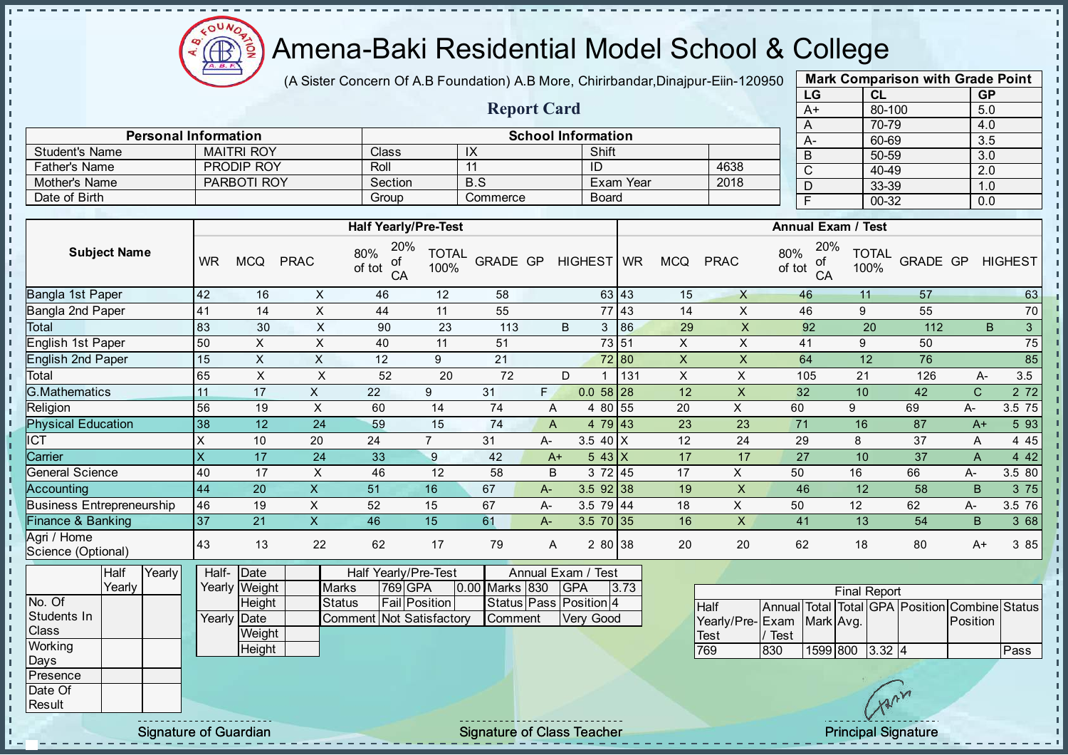# Amena-Baki Residential Model School & College

(A Sister Concern Of A.B Foundation) A.B More, Chirirbandar,Dinajpur-Eiin-120950

## Report Card

| Mark Comparison with Grade Point | | |
|---|---|---|
| LG | CL | GP |
| A+ | 80-100 | 5.0 |
| A | 70-79 | 4.0 |
| A- | 60-69 | 3.5 |
| B | 50-59 | 3.0 |
| C | 40-49 | 2.0 |
| D | 33-39 | 1.0 |
| F | 00-32 | 0.0 |

| Personal Information | | School Information | | | |
|---|---|---|---|---|---|
| Student's Name | MAITRI ROY | Class | IX | Shift | |
| Father's Name | PRODIP ROY | Roll | 11 | ID | 4638 |
| Mother's Name | PARBOTI ROY | Section | B.S | Exam Year | 2018 |
| Date of Birth | | Group | Commerce | Board | |

| Subject Name | Half Yearly/Pre-Test | | | | | | | | | Annual Exam / Test | | | | | | | | |
|---|---|---|---|---|---|---|---|---|---|---|---|---|---|---|---|---|---|---|
| | WR | MCQ | PRAC | 80% of tot | 20% of CA | TOTAL 100% | GRADE | GP | HIGHEST | WR | MCQ | PRAC | 80% of tot | 20% of CA | TOTAL 100% | GRADE | GP | HIGHEST |
| Bangla 1st Paper | 42 | 16 | X | 46 | 12 | 58 | | | 63 | 43 | 15 | X | 46 | 11 | 57 | | | 63 |
| Bangla 2nd Paper | 41 | 14 | X | 44 | 11 | 55 | | | 77 | 43 | 14 | X | 46 | 9 | 55 | | | 70 |
| Total | 83 | 30 | X | 90 | 23 | 113 | B | 3 | | 86 | 29 | X | 92 | 20 | 112 | B | 3 | |
| English 1st Paper | 50 | X | X | 40 | 11 | 51 | | | 73 | 51 | X | X | 41 | 9 | 50 | | | 75 |
| English 2nd Paper | 15 | X | X | 12 | 9 | 21 | | | 72 | 80 | X | X | 64 | 12 | 76 | | | 85 |
| Total | 65 | X | X | 52 | 20 | 72 | D | 1 | | 131 | X | X | 105 | 21 | 126 | A- | 3.5 | |
| G.Mathematics | 11 | 17 | X | 22 | 9 | 31 | F | 0.0 | 58 | 28 | 12 | X | 32 | 10 | 42 | C | 2 | 72 |
| Religion | 56 | 19 | X | 60 | 14 | 74 | A | 4 | 80 | 55 | 20 | X | 60 | 9 | 69 | A- | 3.5 | 75 |
| Physical Education | 38 | 12 | 24 | 59 | 15 | 74 | A | 4 | 79 | 43 | 23 | 23 | 71 | 16 | 87 | A+ | 5 | 93 |
| ICT | X | 10 | 20 | 24 | 7 | 31 | A- | 3.5 | 40 | X | 12 | 24 | 29 | 8 | 37 | A | 4 | 45 |
| Carrier | X | 17 | 24 | 33 | 9 | 42 | A+ | 5 | 43 | X | 17 | 17 | 27 | 10 | 37 | A | 4 | 42 |
| General Science | 40 | 17 | X | 46 | 12 | 58 | B | 3 | 72 | 45 | 17 | X | 50 | 16 | 66 | A- | 3.5 | 80 |
| Accounting | 44 | 20 | X | 51 | 16 | 67 | A- | 3.5 | 92 | 38 | 19 | X | 46 | 12 | 58 | B | 3 | 75 |
| Business Entrepreneurship | 46 | 19 | X | 52 | 15 | 67 | A- | 3.5 | 79 | 44 | 18 | X | 50 | 12 | 62 | A- | 3.5 | 76 |
| Finance & Banking | 37 | 21 | X | 46 | 15 | 61 | A- | 3.5 | 70 | 35 | 16 | X | 41 | 13 | 54 | B | 3 | 68 |
| Agri / Home Science (Optional) | 43 | 13 | 22 | 62 | 17 | 79 | A | 2 | 80 | 38 | 20 | 20 | 62 | 18 | 80 | A+ | 3 | 85 |

| | Half Yearly | Yearly |
|---|---|---|
| No. Of Students In Class | | |
| Working Days | | |
| Presence | | |
| Date Of Result | | |

| | | |
|---|---|---|
| Half-Yearly | Date | |
| | Weight | |
| | Height | |
| Yearly | Date | |
| | Weight | |
| | Height | |

| Half Yearly/Pre-Test | | | | Annual Exam / Test | | | |
|---|---|---|---|---|---|---|---|
| Marks | 769 | GPA | 0.00 | Marks | 830 | GPA | 3.73 |
| Status | Fail | Position | | Status | Pass | Position | 4 |
| Comment | Not Satisfactory | | | Comment | Very Good | | |

| Final Report | | | | | | | |
|---|---|---|---|---|---|---|---|
| Half Yearly/Pre-Test | Annual Exam / Test | Total Mark | Total Avg. | GPA | Position | Combine Position | Status |
| 769 | 830 | 1599 | 800 | 3.32 | 4 | | Pass |

Signature of Guardian

Signature of Class Teacher

Principal Signature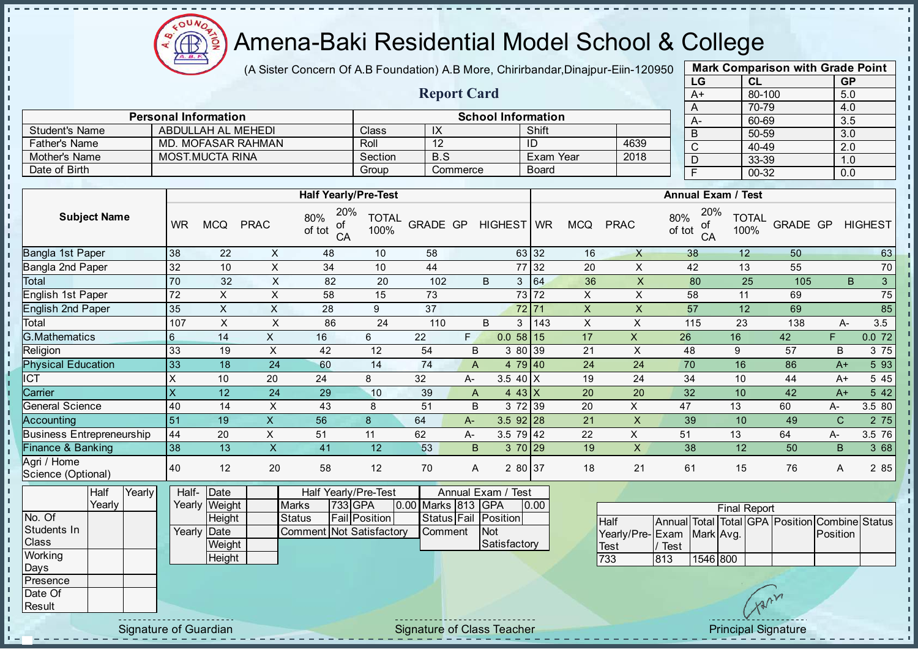# Amena-Baki Residential Model School & College

(A Sister Concern Of A.B Foundation) A.B More, Chirirbandar,Dinajpur-Eiin-120950

## Report Card

| Mark Comparison with Grade Point | | |
|---|---|---|
| LG | CL | GP |
| A+ | 80-100 | 5.0 |
| A | 70-79 | 4.0 |
| A- | 60-69 | 3.5 |
| B | 50-59 | 3.0 |
| C | 40-49 | 2.0 |
| D | 33-39 | 1.0 |
| F | 00-32 | 0.0 |

| Personal Information | | School Information | | | |
|---|---|---|---|---|---|
| Student's Name | ABDULLAH AL MEHEDI | Class | IX | Shift | |
| Father's Name | MD. MOFASAR RAHMAN | Roll | 12 | ID | 4639 |
| Mother's Name | MOST.MUCTA RINA | Section | B.S | Exam Year | 2018 |
| Date of Birth | | Group | Commerce | Board | |

| Subject Name | Half Yearly/Pre-Test | | | | | | | | | Annual Exam / Test | | | | | | | | |
|---|---|---|---|---|---|---|---|---|---|---|---|---|---|---|---|---|---|---|
| | WR | MCQ | PRAC | 80% of tot | 20% of CA | TOTAL 100% | GRADE | GP | HIGHEST | WR | MCQ | PRAC | 80% of tot | 20% of CA | TOTAL 100% | GRADE | GP | HIGHEST |
| Bangla 1st Paper | 38 | 22 | X | 48 | 10 | 58 | | | 63 | 32 | 16 | X | 38 | 12 | 50 | | | 63 |
| Bangla 2nd Paper | 32 | 10 | X | 34 | 10 | 44 | | | 77 | 32 | 20 | X | 42 | 13 | 55 | | | 70 |
| Total | 70 | 32 | X | 82 | 20 | 102 | B | 3 | | 64 | 36 | X | 80 | 25 | 105 | B | 3 | |
| English 1st Paper | 72 | X | X | 58 | 15 | 73 | | | 73 | 72 | X | X | 58 | 11 | 69 | | | 75 |
| English 2nd Paper | 35 | X | X | 28 | 9 | 37 | | | 72 | 71 | X | X | 57 | 12 | 69 | | | 85 |
| Total | 107 | X | X | 86 | 24 | 110 | B | 3 | | 143 | X | X | 115 | 23 | 138 | A- | 3.5 | |
| G.Mathematics | 6 | 14 | X | 16 | 6 | 22 | F | 0.0 | 58 | 15 | 17 | X | 26 | 16 | 42 | F | 0.0 | 72 |
| Religion | 33 | 19 | X | 42 | 12 | 54 | B | 3 | 80 | 39 | 21 | X | 48 | 9 | 57 | B | 3 | 75 |
| Physical Education | 33 | 18 | 24 | 60 | 14 | 74 | A | 4 | 79 | 40 | 24 | 24 | 70 | 16 | 86 | A+ | 5 | 93 |
| ICT | X | 10 | 20 | 24 | 8 | 32 | A- | 3.5 | 40 | X | 19 | 24 | 34 | 10 | 44 | A+ | 5 | 45 |
| Carrier | X | 12 | 24 | 29 | 10 | 39 | A | 4 | 43 | X | 20 | 20 | 32 | 10 | 42 | A+ | 5 | 42 |
| General Science | 40 | 14 | X | 43 | 8 | 51 | B | 3 | 72 | 39 | 20 | X | 47 | 13 | 60 | A- | 3.5 | 80 |
| Accounting | 51 | 19 | X | 56 | 8 | 64 | A- | 3.5 | 92 | 28 | 21 | X | 39 | 10 | 49 | C | 2 | 75 |
| Business Entrepreneurship | 44 | 20 | X | 51 | 11 | 62 | A- | 3.5 | 79 | 42 | 22 | X | 51 | 13 | 64 | A- | 3.5 | 76 |
| Finance & Banking | 38 | 13 | X | 41 | 12 | 53 | B | 3 | 70 | 29 | 19 | X | 38 | 12 | 50 | B | 3 | 68 |
| Agri / Home Science (Optional) | 40 | 12 | 20 | 58 | 12 | 70 | A | 2 | 80 | 37 | 18 | 21 | 61 | 15 | 76 | A | 2 | 85 |

| | Half Yearly | Yearly |
|---|---|---|
| No. Of Students In Class | | |
| Working Days | | |
| Presence | | |
| Date Of Result | | |

| | | |
|---|---|---|
| Half-Yearly | Date | |
| | Weight | |
| | Height | |
| Yearly | Date | |
| | Weight | |
| | Height | |

| Half Yearly/Pre-Test | | | | Annual Exam / Test | | | |
|---|---|---|---|---|---|---|---|
| Marks | 733 | GPA | 0.00 | Marks | 813 | GPA | 0.00 |
| Status | Fail | Position | | Status | Fail | Position | |
| Comment | Not Satisfactory | | | Comment | Not Satisfactory | | |

| Final Report | | | | | | | |
|---|---|---|---|---|---|---|---|
| Half Yearly/Pre-Test | Annual Exam / Test | Total Mark | Total Avg. | GPA | Position | Combine Position | Status |
| 733 | 813 | 1546 | 800 | | | | |

Signature of Guardian

Signature of Class Teacher

Principal Signature